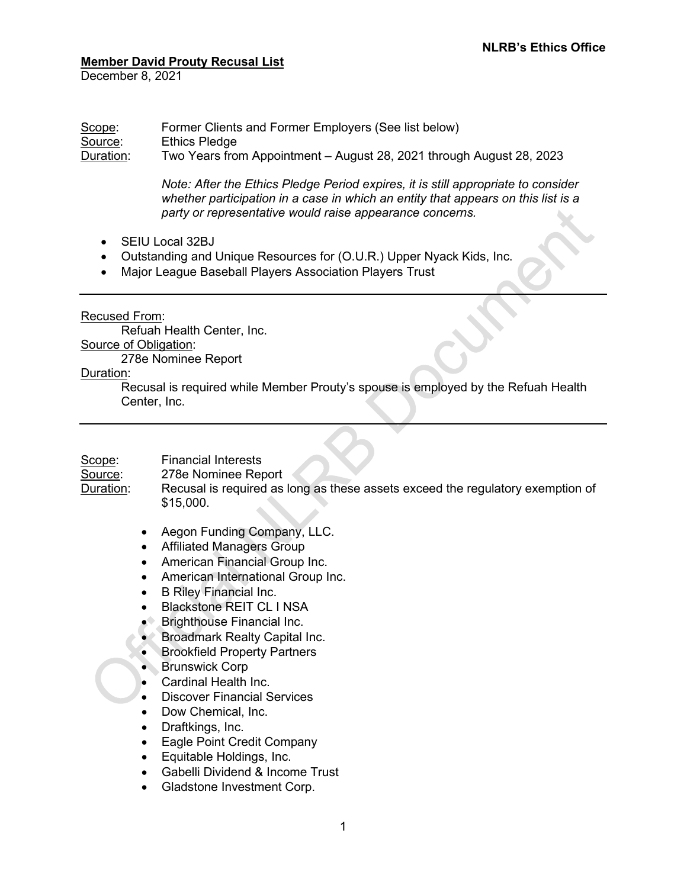**NLRB's Ethics Office**

**Member David Prouty Recusal List**

December 8, 2021

Scope: Former Clients and Former Employers (See list below)
Source: Ethics Pledge
Duration: Two Years from Appointment – August 28, 2021 through August 28, 2023

*Note: After the Ethics Pledge Period expires, it is still appropriate to consider whether participation in a case in which an entity that appears on this list is a party or representative would raise appearance concerns.*

- SEIU Local 32BJ
- Outstanding and Unique Resources for (O.U.R.) Upper Nyack Kids, Inc.
- Major League Baseball Players Association Players Trust

---

Recused From:
Refuah Health Center, Inc.

Source of Obligation:
278e Nominee Report

Duration:
Recusal is required while Member Prouty's spouse is employed by the Refuah Health Center, Inc.

---

Scope: Financial Interests
Source: 278e Nominee Report
Duration: Recusal is required as long as these assets exceed the regulatory exemption of $15,000.

- Aegon Funding Company, LLC.
- Affiliated Managers Group
- American Financial Group Inc.
- American International Group Inc.
- B Riley Financial Inc.
- Blackstone REIT CL I NSA
- Brighthouse Financial Inc.
- Broadmark Realty Capital Inc.
- Brookfield Property Partners
- Brunswick Corp
- Cardinal Health Inc.
- Discover Financial Services
- Dow Chemical, Inc.
- Draftkings, Inc.
- Eagle Point Credit Company
- Equitable Holdings, Inc.
- Gabelli Dividend & Income Trust
- Gladstone Investment Corp.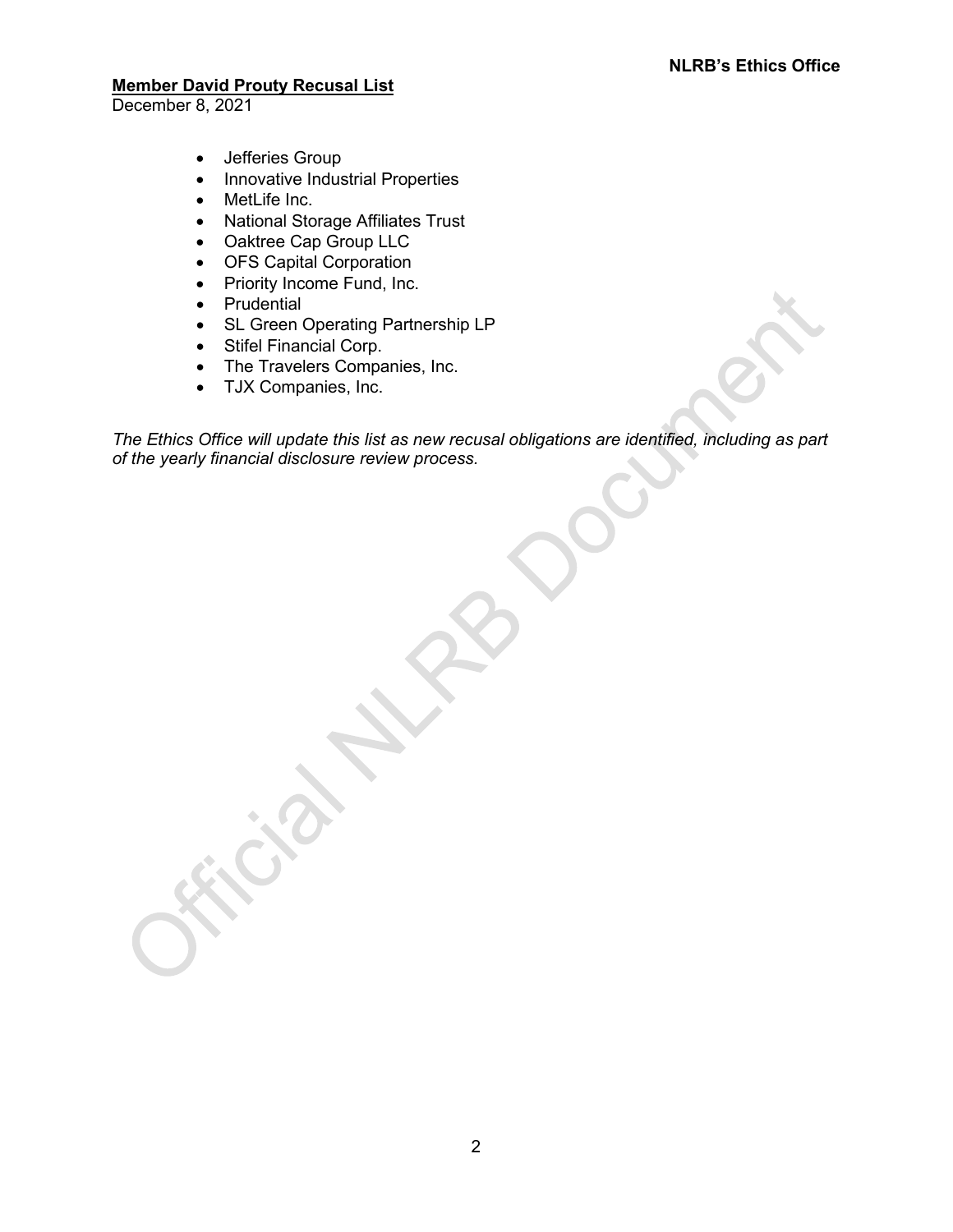**Member David Prouty Recusal List**
December 8, 2021

- Jefferies Group
- Innovative Industrial Properties
- MetLife Inc.
- National Storage Affiliates Trust
- Oaktree Cap Group LLC
- OFS Capital Corporation
- Priority Income Fund, Inc.
- Prudential
- SL Green Operating Partnership LP
- Stifel Financial Corp.
- The Travelers Companies, Inc.
- TJX Companies, Inc.

*The Ethics Office will update this list as new recusal obligations are identified, including as part of the yearly financial disclosure review process.*